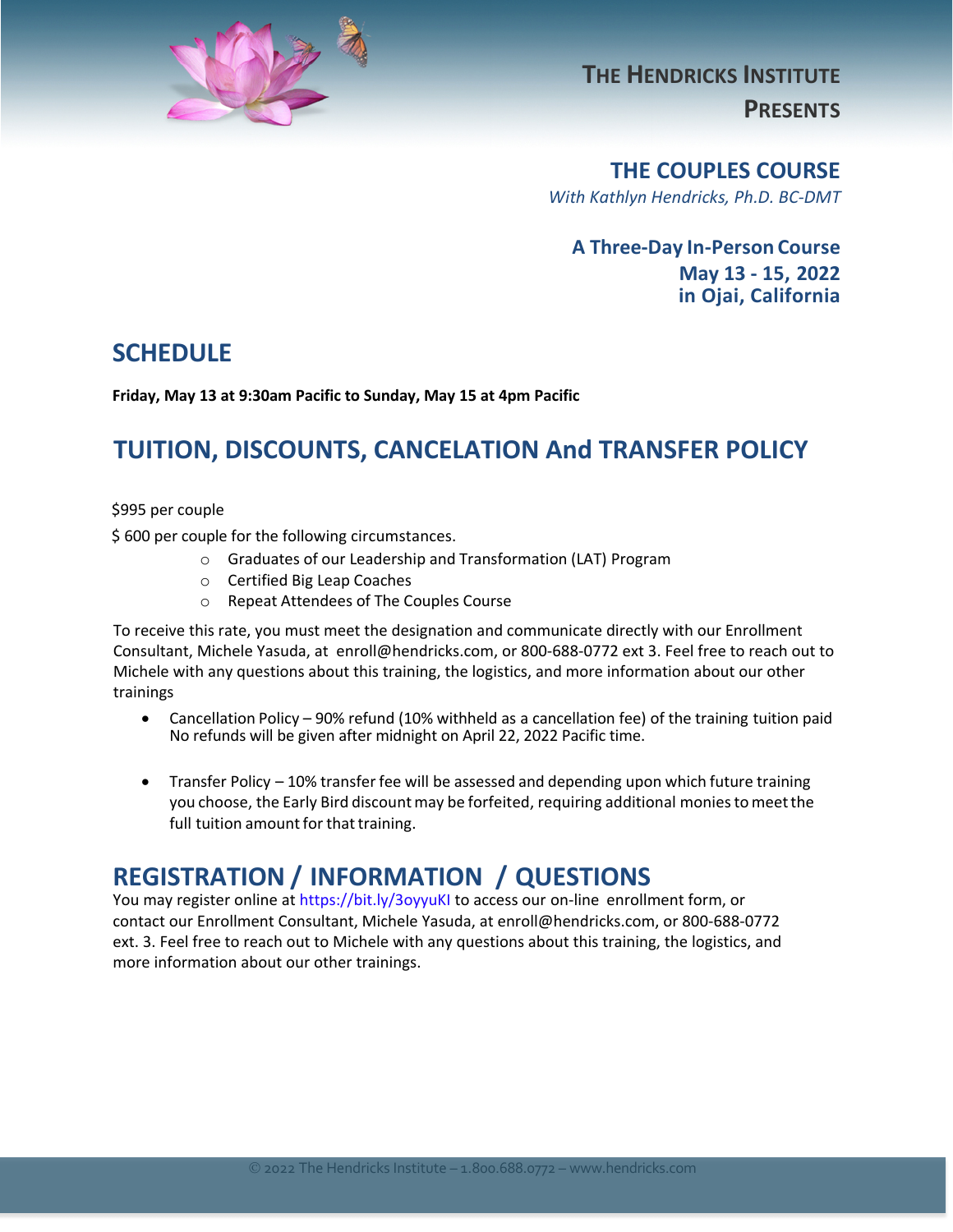The Hendricks Institute

Presents

# THE COUPLES COURSE

*With Kathlyn Hendricks, Ph.D. BC-DMT*

**A Three-Day In-Person Course**
**May 13 - 15, 2022**
**in Ojai, California**

## SCHEDULE

**Friday, May 13 at 9:30am Pacific to Sunday, May 15 at 4pm Pacific**

## TUITION, DISCOUNTS, CANCELATION And TRANSFER POLICY

$995 per couple

$ 600 per couple for the following circumstances.

- Graduates of our Leadership and Transformation (LAT) Program
- Certified Big Leap Coaches
- Repeat Attendees of The Couples Course

To receive this rate, you must meet the designation and communicate directly with our Enrollment Consultant, Michele Yasuda, at enroll@hendricks.com, or 800-688-0772 ext 3. Feel free to reach out to Michele with any questions about this training, the logistics, and more information about our other trainings

- Cancellation Policy – 90% refund (10% withheld as a cancellation fee) of the training tuition paid No refunds will be given after midnight on April 22, 2022 Pacific time.
- Transfer Policy – 10% transfer fee will be assessed and depending upon which future training you choose, the Early Bird discount may be forfeited, requiring additional monies to meet the full tuition amount for that training.

## REGISTRATION / INFORMATION / QUESTIONS

You may register online at https://bit.ly/3oyyuKI to access our on-line enrollment form, or contact our Enrollment Consultant, Michele Yasuda, at enroll@hendricks.com, or 800-688-0772 ext. 3. Feel free to reach out to Michele with any questions about this training, the logistics, and more information about our other trainings.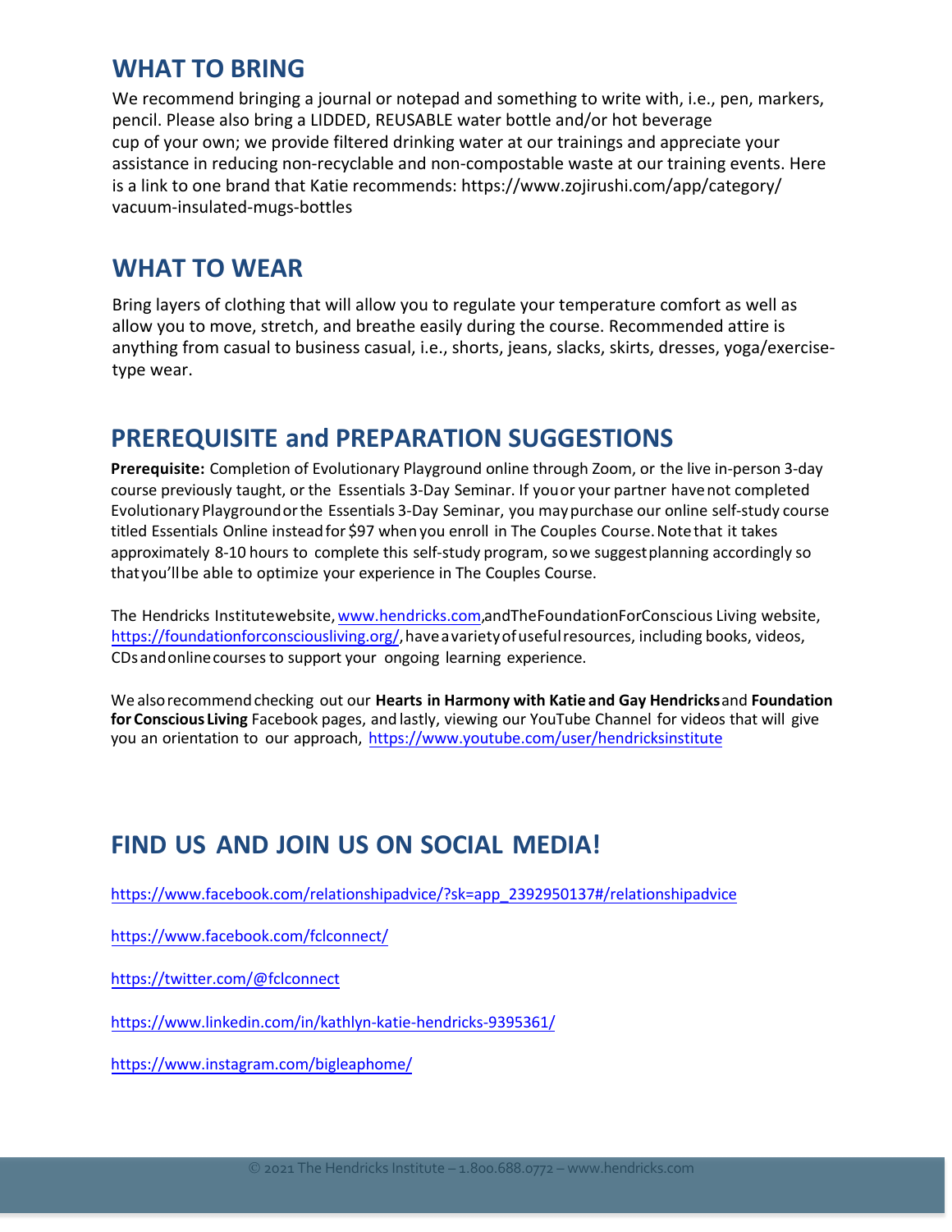## WHAT TO BRING

We recommend bringing a journal or notepad and something to write with, i.e., pen, markers, pencil. Please also bring a LIDDED, REUSABLE water bottle and/or hot beverage cup of your own; we provide filtered drinking water at our trainings and appreciate your assistance in reducing non-recyclable and non-compostable waste at our training events. Here is a link to one brand that Katie recommends: https://www.zojirushi.com/app/category/vacuum-insulated-mugs-bottles

## WHAT TO WEAR

Bring layers of clothing that will allow you to regulate your temperature comfort as well as allow you to move, stretch, and breathe easily during the course. Recommended attire is anything from casual to business casual, i.e., shorts, jeans, slacks, skirts, dresses, yoga/exercise-type wear.

## PREREQUISITE and PREPARATION SUGGESTIONS

**Prerequisite:** Completion of Evolutionary Playground online through Zoom, or the live in-person 3-day course previously taught, or the Essentials 3-Day Seminar. If you or your partner have not completed Evolutionary Playground or the Essentials 3-Day Seminar, you may purchase our online self-study course titled Essentials Online instead for $97 when you enroll in The Couples Course. Note that it takes approximately 8-10 hours to complete this self-study program, so we suggest planning accordingly so that you'll be able to optimize your experience in The Couples Course.

The Hendricks Institute website, www.hendricks.com, and The Foundation For Conscious Living website, https://foundationforconsciousliving.org/, have a variety of useful resources, including books, videos, CDs and online courses to support your ongoing learning experience.

We also recommend checking out our **Hearts in Harmony with Katie and Gay Hendricks** and **Foundation for Conscious Living** Facebook pages, and lastly, viewing our YouTube Channel for videos that will give you an orientation to our approach, https://www.youtube.com/user/hendricksinstitute

## FIND US AND JOIN US ON SOCIAL MEDIA!

https://www.facebook.com/relationshipadvice/?sk=app_2392950137#/relationshipadvice

https://www.facebook.com/fclconnect/

https://twitter.com/@fclconnect

https://www.linkedin.com/in/kathlyn-katie-hendricks-9395361/

https://www.instagram.com/bigleaphome/

© 2021 The Hendricks Institute – 1.800.688.0772 – www.hendricks.com